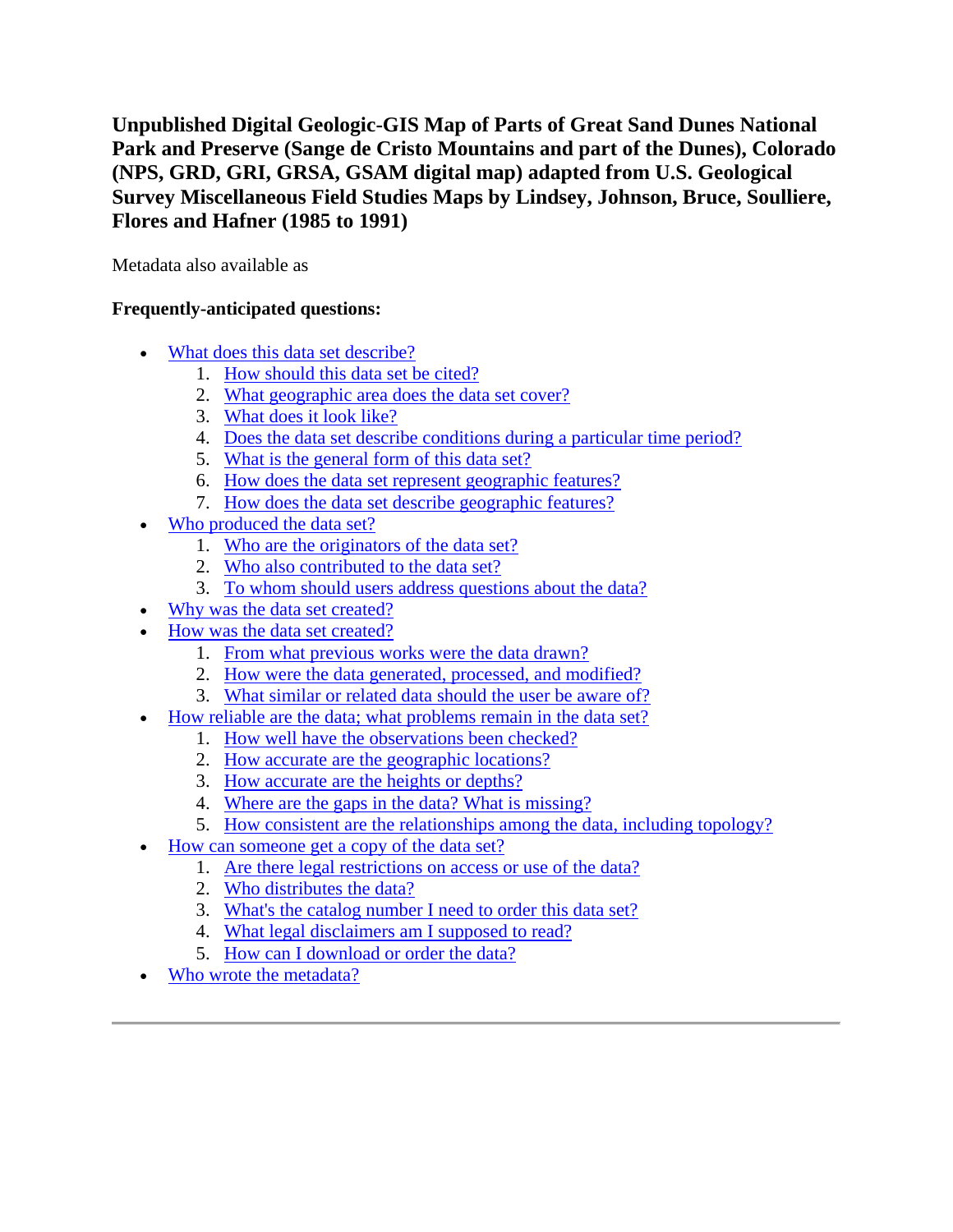# Unpublished Digital Geologic-GIS Map of Parts of Great Sand Dunes National Park and Preserve (Sange de Cristo Mountains and part of the Dunes), Colorado (NPS, GRD, GRI, GRSA, GSAM digital map) adapted from U.S. Geological Survey Miscellaneous Field Studies Maps by Lindsey, Johnson, Bruce, Soulliere, Flores and Hafner (1985 to 1991)

Metadata also available as

**Frequently-anticipated questions:**

- What does this data set describe?
  1. How should this data set be cited?
  2. What geographic area does the data set cover?
  3. What does it look like?
  4. Does the data set describe conditions during a particular time period?
  5. What is the general form of this data set?
  6. How does the data set represent geographic features?
  7. How does the data set describe geographic features?
- Who produced the data set?
  1. Who are the originators of the data set?
  2. Who also contributed to the data set?
  3. To whom should users address questions about the data?
- Why was the data set created?
- How was the data set created?
  1. From what previous works were the data drawn?
  2. How were the data generated, processed, and modified?
  3. What similar or related data should the user be aware of?
- How reliable are the data; what problems remain in the data set?
  1. How well have the observations been checked?
  2. How accurate are the geographic locations?
  3. How accurate are the heights or depths?
  4. Where are the gaps in the data? What is missing?
  5. How consistent are the relationships among the data, including topology?
- How can someone get a copy of the data set?
  1. Are there legal restrictions on access or use of the data?
  2. Who distributes the data?
  3. What's the catalog number I need to order this data set?
  4. What legal disclaimers am I supposed to read?
  5. How can I download or order the data?
- Who wrote the metadata?

---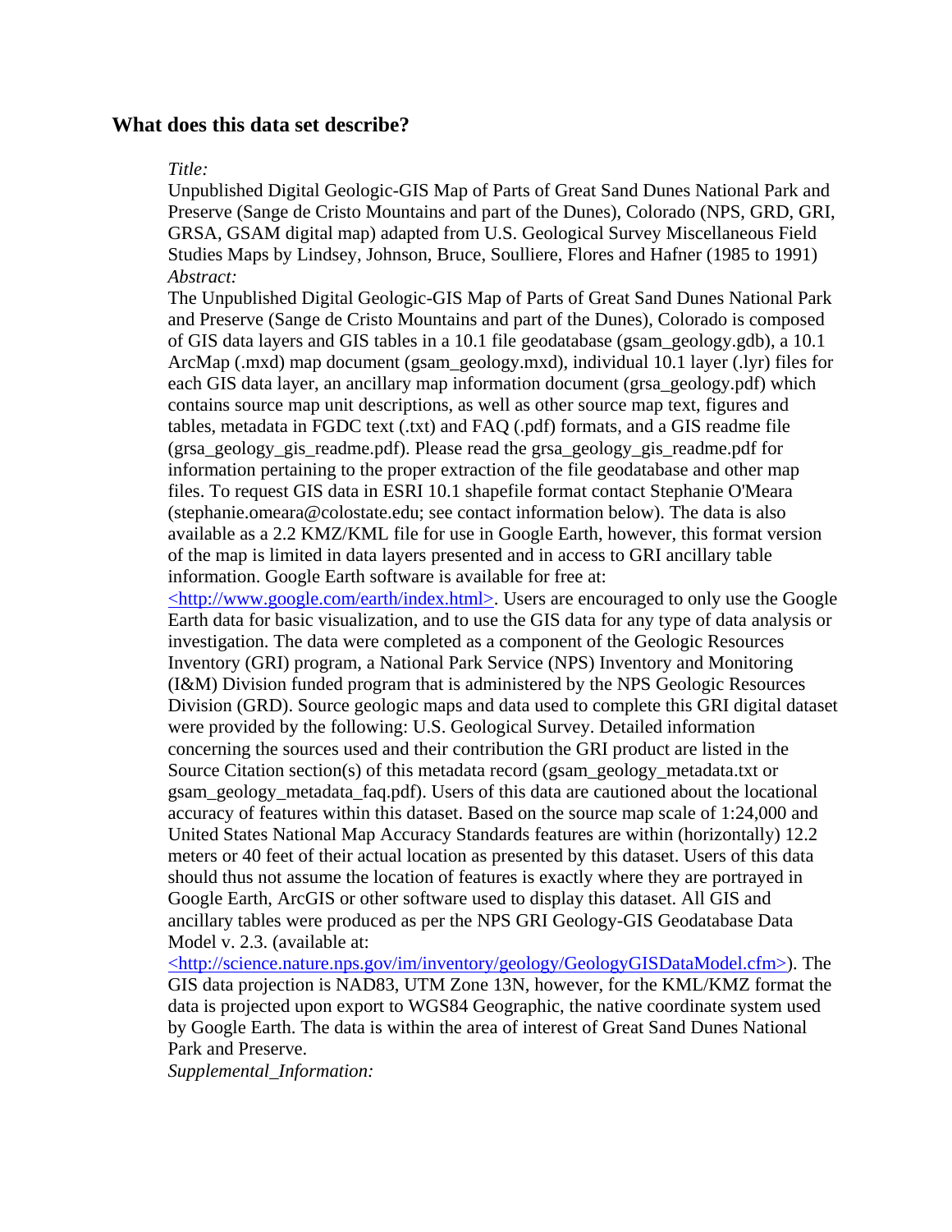## What does this data set describe?

*Title:*
Unpublished Digital Geologic-GIS Map of Parts of Great Sand Dunes National Park and Preserve (Sange de Cristo Mountains and part of the Dunes), Colorado (NPS, GRD, GRI, GRSA, GSAM digital map) adapted from U.S. Geological Survey Miscellaneous Field Studies Maps by Lindsey, Johnson, Bruce, Soulliere, Flores and Hafner (1985 to 1991)
*Abstract:*
The Unpublished Digital Geologic-GIS Map of Parts of Great Sand Dunes National Park and Preserve (Sange de Cristo Mountains and part of the Dunes), Colorado is composed of GIS data layers and GIS tables in a 10.1 file geodatabase (gsam_geology.gdb), a 10.1 ArcMap (.mxd) map document (gsam_geology.mxd), individual 10.1 layer (.lyr) files for each GIS data layer, an ancillary map information document (grsa_geology.pdf) which contains source map unit descriptions, as well as other source map text, figures and tables, metadata in FGDC text (.txt) and FAQ (.pdf) formats, and a GIS readme file (grsa_geology_gis_readme.pdf). Please read the grsa_geology_gis_readme.pdf for information pertaining to the proper extraction of the file geodatabase and other map files. To request GIS data in ESRI 10.1 shapefile format contact Stephanie O'Meara (stephanie.omeara@colostate.edu; see contact information below). The data is also available as a 2.2 KMZ/KML file for use in Google Earth, however, this format version of the map is limited in data layers presented and in access to GRI ancillary table information. Google Earth software is available for free at: <http://www.google.com/earth/index.html>. Users are encouraged to only use the Google Earth data for basic visualization, and to use the GIS data for any type of data analysis or investigation. The data were completed as a component of the Geologic Resources Inventory (GRI) program, a National Park Service (NPS) Inventory and Monitoring (I&M) Division funded program that is administered by the NPS Geologic Resources Division (GRD). Source geologic maps and data used to complete this GRI digital dataset were provided by the following: U.S. Geological Survey. Detailed information concerning the sources used and their contribution the GRI product are listed in the Source Citation section(s) of this metadata record (gsam_geology_metadata.txt or gsam_geology_metadata_faq.pdf). Users of this data are cautioned about the locational accuracy of features within this dataset. Based on the source map scale of 1:24,000 and United States National Map Accuracy Standards features are within (horizontally) 12.2 meters or 40 feet of their actual location as presented by this dataset. Users of this data should thus not assume the location of features is exactly where they are portrayed in Google Earth, ArcGIS or other software used to display this dataset. All GIS and ancillary tables were produced as per the NPS GRI Geology-GIS Geodatabase Data Model v. 2.3. (available at: <http://science.nature.nps.gov/im/inventory/geology/GeologyGISDataModel.cfm>). The GIS data projection is NAD83, UTM Zone 13N, however, for the KML/KMZ format the data is projected upon export to WGS84 Geographic, the native coordinate system used by Google Earth. The data is within the area of interest of Great Sand Dunes National Park and Preserve.
*Supplemental_Information:*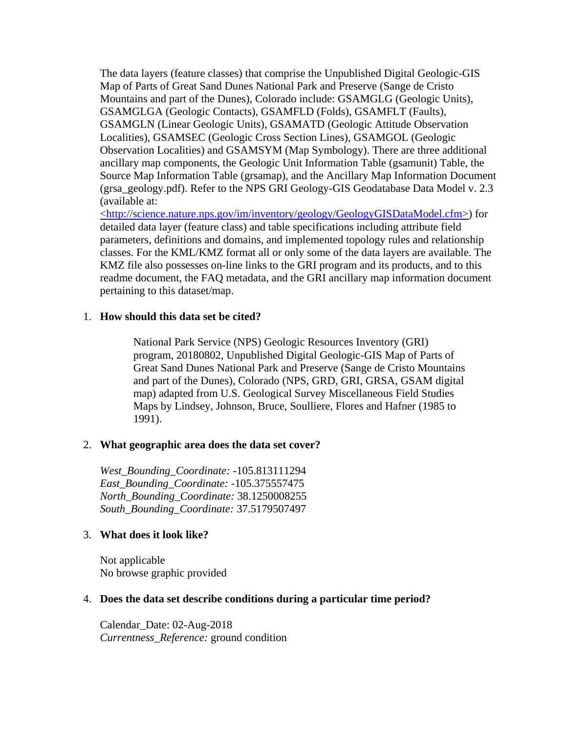The data layers (feature classes) that comprise the Unpublished Digital Geologic-GIS Map of Parts of Great Sand Dunes National Park and Preserve (Sange de Cristo Mountains and part of the Dunes), Colorado include: GSAMGLG (Geologic Units), GSAMGLGA (Geologic Contacts), GSAMFLD (Folds), GSAMFLT (Faults), GSAMGLN (Linear Geologic Units), GSAMATD (Geologic Attitude Observation Localities), GSAMSEC (Geologic Cross Section Lines), GSAMGOL (Geologic Observation Localities) and GSAMSYM (Map Symbology). There are three additional ancillary map components, the Geologic Unit Information Table (gsamunit) Table, the Source Map Information Table (grsamap), and the Ancillary Map Information Document (grsa_geology.pdf). Refer to the NPS GRI Geology-GIS Geodatabase Data Model v. 2.3 (available at: <http://science.nature.nps.gov/im/inventory/geology/GeologyGISDataModel.cfm>) for detailed data layer (feature class) and table specifications including attribute field parameters, definitions and domains, and implemented topology rules and relationship classes. For the KML/KMZ format all or only some of the data layers are available. The KMZ file also possesses on-line links to the GRI program and its products, and to this readme document, the FAQ metadata, and the GRI ancillary map information document pertaining to this dataset/map.

1. **How should this data set be cited?**

   National Park Service (NPS) Geologic Resources Inventory (GRI) program, 20180802, Unpublished Digital Geologic-GIS Map of Parts of Great Sand Dunes National Park and Preserve (Sange de Cristo Mountains and part of the Dunes), Colorado (NPS, GRD, GRI, GRSA, GSAM digital map) adapted from U.S. Geological Survey Miscellaneous Field Studies Maps by Lindsey, Johnson, Bruce, Soulliere, Flores and Hafner (1985 to 1991).

2. **What geographic area does the data set cover?**

   *West_Bounding_Coordinate:* -105.813111294
   *East_Bounding_Coordinate:* -105.375557475
   *North_Bounding_Coordinate:* 38.1250008255
   *South_Bounding_Coordinate:* 37.5179507497

3. **What does it look like?**

   Not applicable
   No browse graphic provided

4. **Does the data set describe conditions during a particular time period?**

   Calendar_Date: 02-Aug-2018
   *Currentness_Reference:* ground condition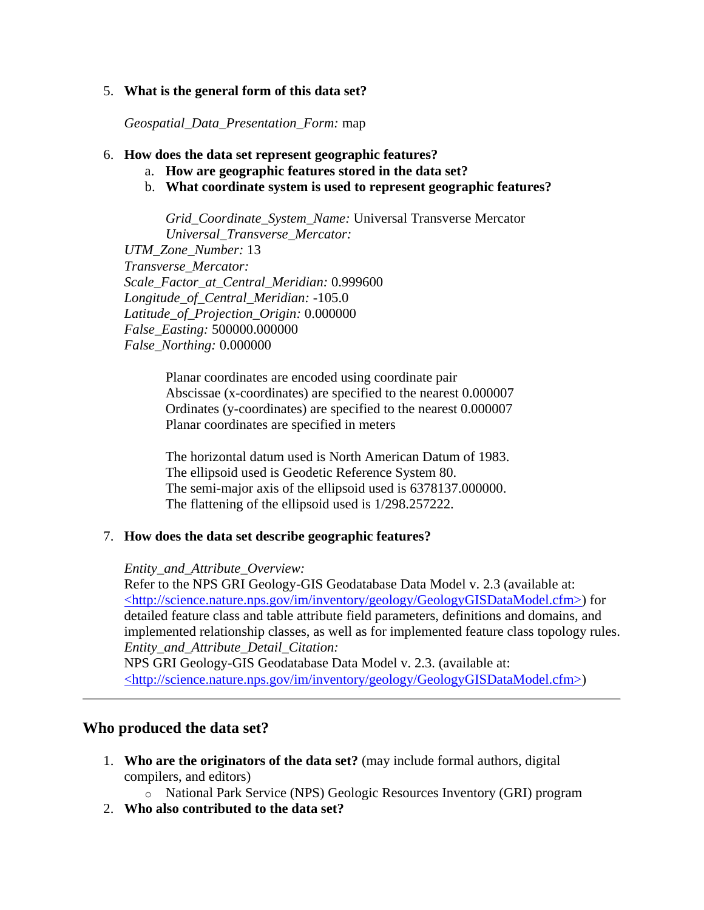5. **What is the general form of this data set?**

   *Geospatial_Data_Presentation_Form:* map

6. **How does the data set represent geographic features?**
   a. **How are geographic features stored in the data set?**
   b. **What coordinate system is used to represent geographic features?**

      *Grid_Coordinate_System_Name:* Universal Transverse Mercator
      *Universal_Transverse_Mercator:*
   *UTM_Zone_Number:* 13
   *Transverse_Mercator:*
   *Scale_Factor_at_Central_Meridian:* 0.999600
   *Longitude_of_Central_Meridian:* -105.0
   *Latitude_of_Projection_Origin:* 0.000000
   *False_Easting:* 500000.000000
   *False_Northing:* 0.000000

      Planar coordinates are encoded using coordinate pair
      Abscissae (x-coordinates) are specified to the nearest 0.000007
      Ordinates (y-coordinates) are specified to the nearest 0.000007
      Planar coordinates are specified in meters

      The horizontal datum used is North American Datum of 1983.
      The ellipsoid used is Geodetic Reference System 80.
      The semi-major axis of the ellipsoid used is 6378137.000000.
      The flattening of the ellipsoid used is 1/298.257222.

7. **How does the data set describe geographic features?**

   *Entity_and_Attribute_Overview:*
   Refer to the NPS GRI Geology-GIS Geodatabase Data Model v. 2.3 (available at: <http://science.nature.nps.gov/im/inventory/geology/GeologyGISDataModel.cfm>) for detailed feature class and table attribute field parameters, definitions and domains, and implemented relationship classes, as well as for implemented feature class topology rules.
   *Entity_and_Attribute_Detail_Citation:*
   NPS GRI Geology-GIS Geodatabase Data Model v. 2.3. (available at: <http://science.nature.nps.gov/im/inventory/geology/GeologyGISDataModel.cfm>)

---

## Who produced the data set?

1. **Who are the originators of the data set?** (may include formal authors, digital compilers, and editors)
   - National Park Service (NPS) Geologic Resources Inventory (GRI) program
2. **Who also contributed to the data set?**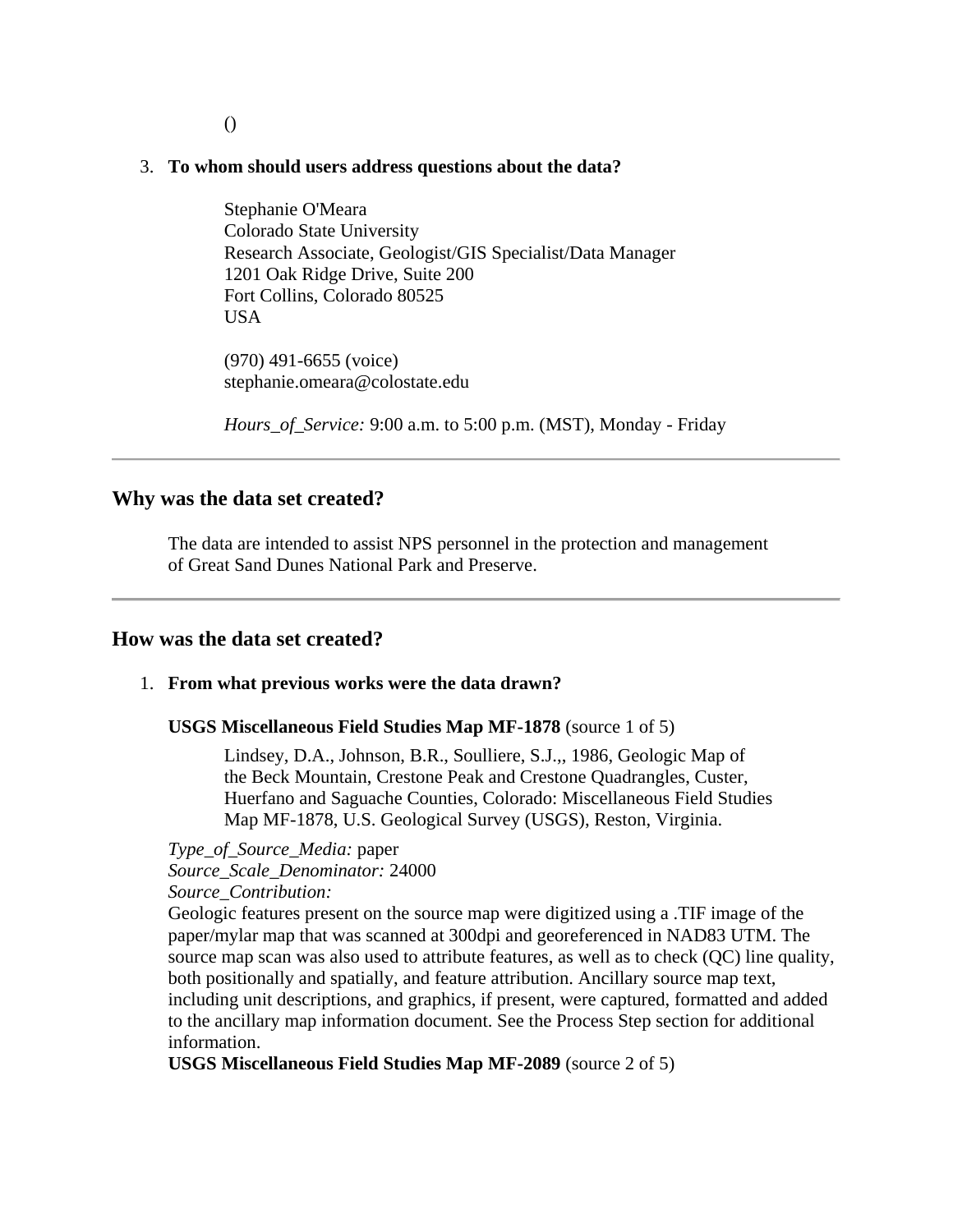()

3. **To whom should users address questions about the data?**

   Stephanie O'Meara
   Colorado State University
   Research Associate, Geologist/GIS Specialist/Data Manager
   1201 Oak Ridge Drive, Suite 200
   Fort Collins, Colorado 80525
   USA

   (970) 491-6655 (voice)
   stephanie.omeara@colostate.edu

   *Hours_of_Service:* 9:00 a.m. to 5:00 p.m. (MST), Monday - Friday

---

## Why was the data set created?

The data are intended to assist NPS personnel in the protection and management of Great Sand Dunes National Park and Preserve.

---

## How was the data set created?

1. **From what previous works were the data drawn?**

   **USGS Miscellaneous Field Studies Map MF-1878** (source 1 of 5)

   Lindsey, D.A., Johnson, B.R., Soulliere, S.J.,, 1986, Geologic Map of the Beck Mountain, Crestone Peak and Crestone Quadrangles, Custer, Huerfano and Saguache Counties, Colorado: Miscellaneous Field Studies Map MF-1878, U.S. Geological Survey (USGS), Reston, Virginia.

   *Type_of_Source_Media:* paper
   *Source_Scale_Denominator:* 24000
   *Source_Contribution:*
   Geologic features present on the source map were digitized using a .TIF image of the paper/mylar map that was scanned at 300dpi and georeferenced in NAD83 UTM. The source map scan was also used to attribute features, as well as to check (QC) line quality, both positionally and spatially, and feature attribution. Ancillary source map text, including unit descriptions, and graphics, if present, were captured, formatted and added to the ancillary map information document. See the Process Step section for additional information.
   **USGS Miscellaneous Field Studies Map MF-2089** (source 2 of 5)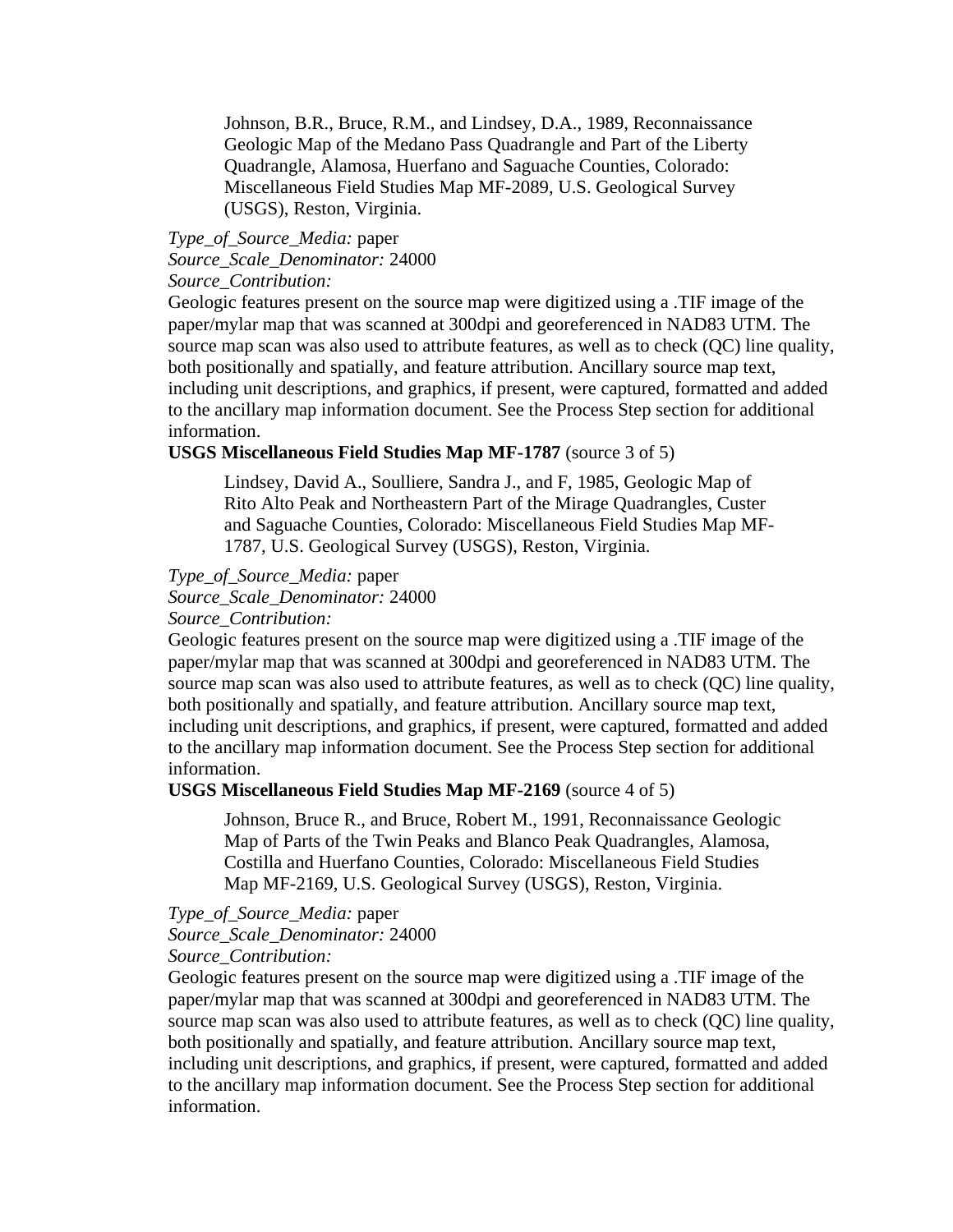> Johnson, B.R., Bruce, R.M., and Lindsey, D.A., 1989, Reconnaissance Geologic Map of the Medano Pass Quadrangle and Part of the Liberty Quadrangle, Alamosa, Huerfano and Saguache Counties, Colorado: Miscellaneous Field Studies Map MF-2089, U.S. Geological Survey (USGS), Reston, Virginia.

*Type_of_Source_Media:* paper
*Source_Scale_Denominator:* 24000
*Source_Contribution:*
Geologic features present on the source map were digitized using a .TIF image of the paper/mylar map that was scanned at 300dpi and georeferenced in NAD83 UTM. The source map scan was also used to attribute features, as well as to check (QC) line quality, both positionally and spatially, and feature attribution. Ancillary source map text, including unit descriptions, and graphics, if present, were captured, formatted and added to the ancillary map information document. See the Process Step section for additional information.

**USGS Miscellaneous Field Studies Map MF-1787** (source 3 of 5)

> Lindsey, David A., Soulliere, Sandra J., and F, 1985, Geologic Map of Rito Alto Peak and Northeastern Part of the Mirage Quadrangles, Custer and Saguache Counties, Colorado: Miscellaneous Field Studies Map MF-1787, U.S. Geological Survey (USGS), Reston, Virginia.

*Type_of_Source_Media:* paper
*Source_Scale_Denominator:* 24000
*Source_Contribution:*
Geologic features present on the source map were digitized using a .TIF image of the paper/mylar map that was scanned at 300dpi and georeferenced in NAD83 UTM. The source map scan was also used to attribute features, as well as to check (QC) line quality, both positionally and spatially, and feature attribution. Ancillary source map text, including unit descriptions, and graphics, if present, were captured, formatted and added to the ancillary map information document. See the Process Step section for additional information.

**USGS Miscellaneous Field Studies Map MF-2169** (source 4 of 5)

> Johnson, Bruce R., and Bruce, Robert M., 1991, Reconnaissance Geologic Map of Parts of the Twin Peaks and Blanco Peak Quadrangles, Alamosa, Costilla and Huerfano Counties, Colorado: Miscellaneous Field Studies Map MF-2169, U.S. Geological Survey (USGS), Reston, Virginia.

*Type_of_Source_Media:* paper
*Source_Scale_Denominator:* 24000
*Source_Contribution:*
Geologic features present on the source map were digitized using a .TIF image of the paper/mylar map that was scanned at 300dpi and georeferenced in NAD83 UTM. The source map scan was also used to attribute features, as well as to check (QC) line quality, both positionally and spatially, and feature attribution. Ancillary source map text, including unit descriptions, and graphics, if present, were captured, formatted and added to the ancillary map information document. See the Process Step section for additional information.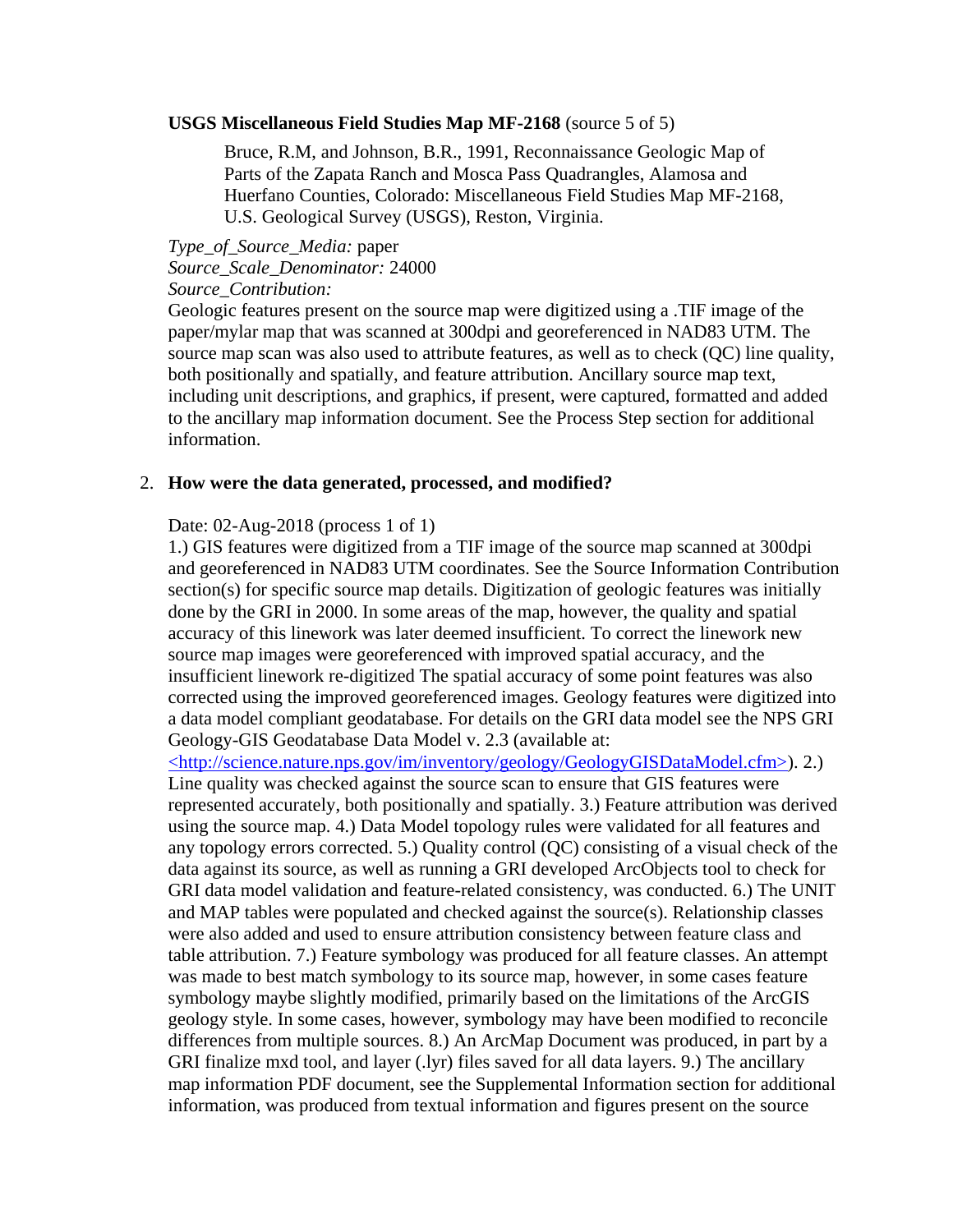**USGS Miscellaneous Field Studies Map MF-2168** (source 5 of 5)

> Bruce, R.M, and Johnson, B.R., 1991, Reconnaissance Geologic Map of Parts of the Zapata Ranch and Mosca Pass Quadrangles, Alamosa and Huerfano Counties, Colorado: Miscellaneous Field Studies Map MF-2168, U.S. Geological Survey (USGS), Reston, Virginia.

*Type_of_Source_Media:* paper
*Source_Scale_Denominator:* 24000
*Source_Contribution:*
Geologic features present on the source map were digitized using a .TIF image of the paper/mylar map that was scanned at 300dpi and georeferenced in NAD83 UTM. The source map scan was also used to attribute features, as well as to check (QC) line quality, both positionally and spatially, and feature attribution. Ancillary source map text, including unit descriptions, and graphics, if present, were captured, formatted and added to the ancillary map information document. See the Process Step section for additional information.

2. **How were the data generated, processed, and modified?**

Date: 02-Aug-2018 (process 1 of 1)
1.) GIS features were digitized from a TIF image of the source map scanned at 300dpi and georeferenced in NAD83 UTM coordinates. See the Source Information Contribution section(s) for specific source map details. Digitization of geologic features was initially done by the GRI in 2000. In some areas of the map, however, the quality and spatial accuracy of this linework was later deemed insufficient. To correct the linework new source map images were georeferenced with improved spatial accuracy, and the insufficient linework re-digitized The spatial accuracy of some point features was also corrected using the improved georeferenced images. Geology features were digitized into a data model compliant geodatabase. For details on the GRI data model see the NPS GRI Geology-GIS Geodatabase Data Model v. 2.3 (available at: <http://science.nature.nps.gov/im/inventory/geology/GeologyGISDataModel.cfm>). 2.) Line quality was checked against the source scan to ensure that GIS features were represented accurately, both positionally and spatially. 3.) Feature attribution was derived using the source map. 4.) Data Model topology rules were validated for all features and any topology errors corrected. 5.) Quality control (QC) consisting of a visual check of the data against its source, as well as running a GRI developed ArcObjects tool to check for GRI data model validation and feature-related consistency, was conducted. 6.) The UNIT and MAP tables were populated and checked against the source(s). Relationship classes were also added and used to ensure attribution consistency between feature class and table attribution. 7.) Feature symbology was produced for all feature classes. An attempt was made to best match symbology to its source map, however, in some cases feature symbology maybe slightly modified, primarily based on the limitations of the ArcGIS geology style. In some cases, however, symbology may have been modified to reconcile differences from multiple sources. 8.) An ArcMap Document was produced, in part by a GRI finalize mxd tool, and layer (.lyr) files saved for all data layers. 9.) The ancillary map information PDF document, see the Supplemental Information section for additional information, was produced from textual information and figures present on the source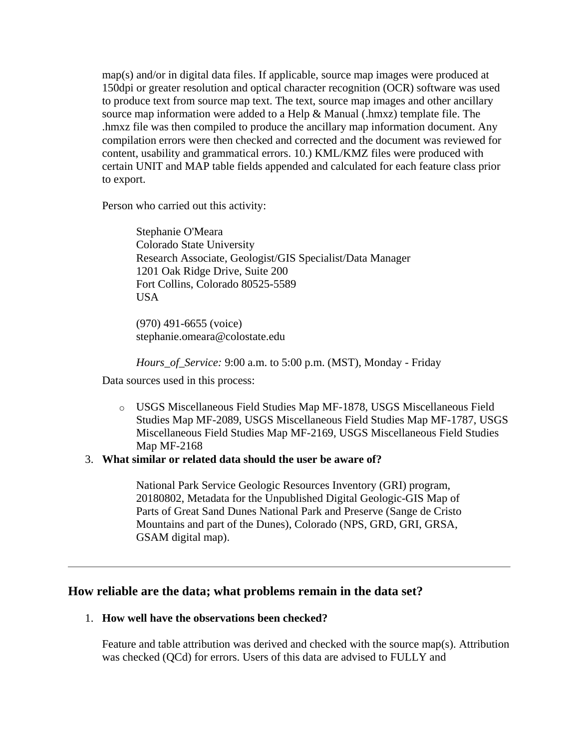map(s) and/or in digital data files. If applicable, source map images were produced at 150dpi or greater resolution and optical character recognition (OCR) software was used to produce text from source map text. The text, source map images and other ancillary source map information were added to a Help & Manual (.hmxz) template file. The .hmxz file was then compiled to produce the ancillary map information document. Any compilation errors were then checked and corrected and the document was reviewed for content, usability and grammatical errors. 10.) KML/KMZ files were produced with certain UNIT and MAP table fields appended and calculated for each feature class prior to export.

Person who carried out this activity:

> Stephanie O'Meara
> Colorado State University
> Research Associate, Geologist/GIS Specialist/Data Manager
> 1201 Oak Ridge Drive, Suite 200
> Fort Collins, Colorado 80525-5589
> USA
>
> (970) 491-6655 (voice)
> stephanie.omeara@colostate.edu
>
> *Hours_of_Service:* 9:00 a.m. to 5:00 p.m. (MST), Monday - Friday

Data sources used in this process:

- USGS Miscellaneous Field Studies Map MF-1878, USGS Miscellaneous Field Studies Map MF-2089, USGS Miscellaneous Field Studies Map MF-1787, USGS Miscellaneous Field Studies Map MF-2169, USGS Miscellaneous Field Studies Map MF-2168

3. **What similar or related data should the user be aware of?**

> National Park Service Geologic Resources Inventory (GRI) program, 20180802, Metadata for the Unpublished Digital Geologic-GIS Map of Parts of Great Sand Dunes National Park and Preserve (Sange de Cristo Mountains and part of the Dunes), Colorado (NPS, GRD, GRI, GRSA, GSAM digital map).

---

## How reliable are the data; what problems remain in the data set?

1. **How well have the observations been checked?**

Feature and table attribution was derived and checked with the source map(s). Attribution was checked (QCd) for errors. Users of this data are advised to FULLY and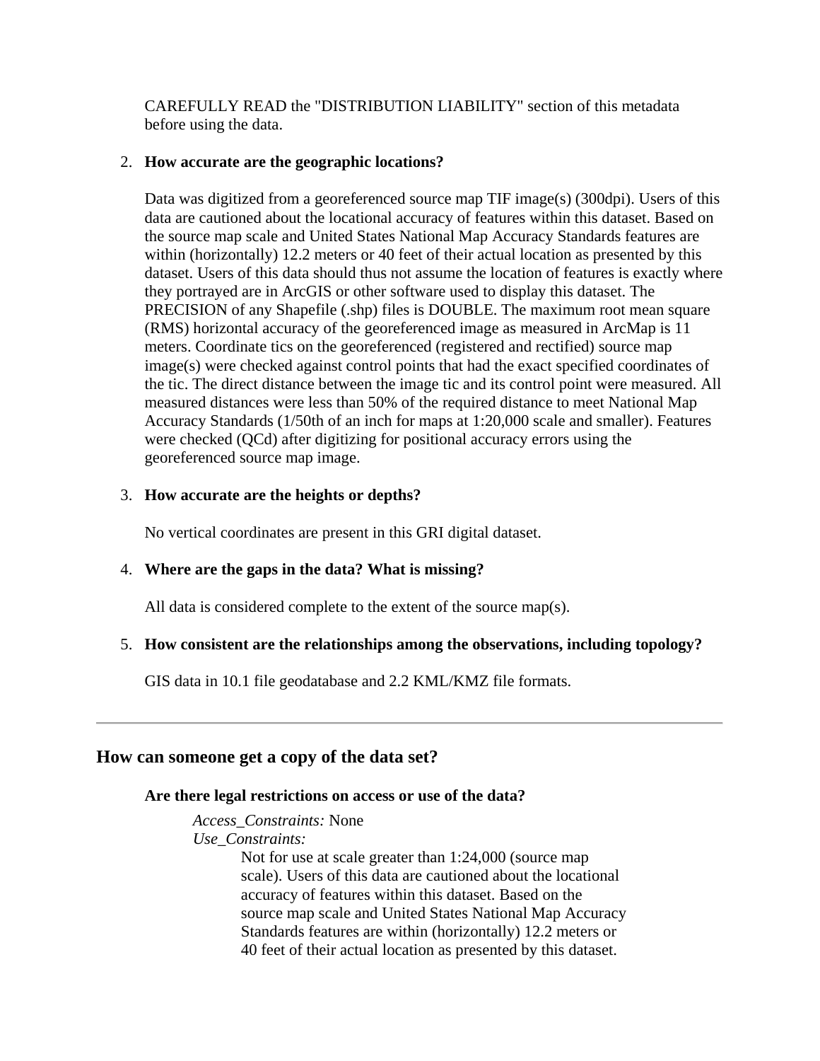CAREFULLY READ the "DISTRIBUTION LIABILITY" section of this metadata before using the data.

2. **How accurate are the geographic locations?**

   Data was digitized from a georeferenced source map TIF image(s) (300dpi). Users of this data are cautioned about the locational accuracy of features within this dataset. Based on the source map scale and United States National Map Accuracy Standards features are within (horizontally) 12.2 meters or 40 feet of their actual location as presented by this dataset. Users of this data should thus not assume the location of features is exactly where they portrayed are in ArcGIS or other software used to display this dataset. The PRECISION of any Shapefile (.shp) files is DOUBLE. The maximum root mean square (RMS) horizontal accuracy of the georeferenced image as measured in ArcMap is 11 meters. Coordinate tics on the georeferenced (registered and rectified) source map image(s) were checked against control points that had the exact specified coordinates of the tic. The direct distance between the image tic and its control point were measured. All measured distances were less than 50% of the required distance to meet National Map Accuracy Standards (1/50th of an inch for maps at 1:20,000 scale and smaller). Features were checked (QCd) after digitizing for positional accuracy errors using the georeferenced source map image.

3. **How accurate are the heights or depths?**

   No vertical coordinates are present in this GRI digital dataset.

4. **Where are the gaps in the data? What is missing?**

   All data is considered complete to the extent of the source map(s).

5. **How consistent are the relationships among the observations, including topology?**

   GIS data in 10.1 file geodatabase and 2.2 KML/KMZ file formats.

---

## How can someone get a copy of the data set?

**Are there legal restrictions on access or use of the data?**

*Access_Constraints:* None
*Use_Constraints:*
Not for use at scale greater than 1:24,000 (source map scale). Users of this data are cautioned about the locational accuracy of features within this dataset. Based on the source map scale and United States National Map Accuracy Standards features are within (horizontally) 12.2 meters or 40 feet of their actual location as presented by this dataset.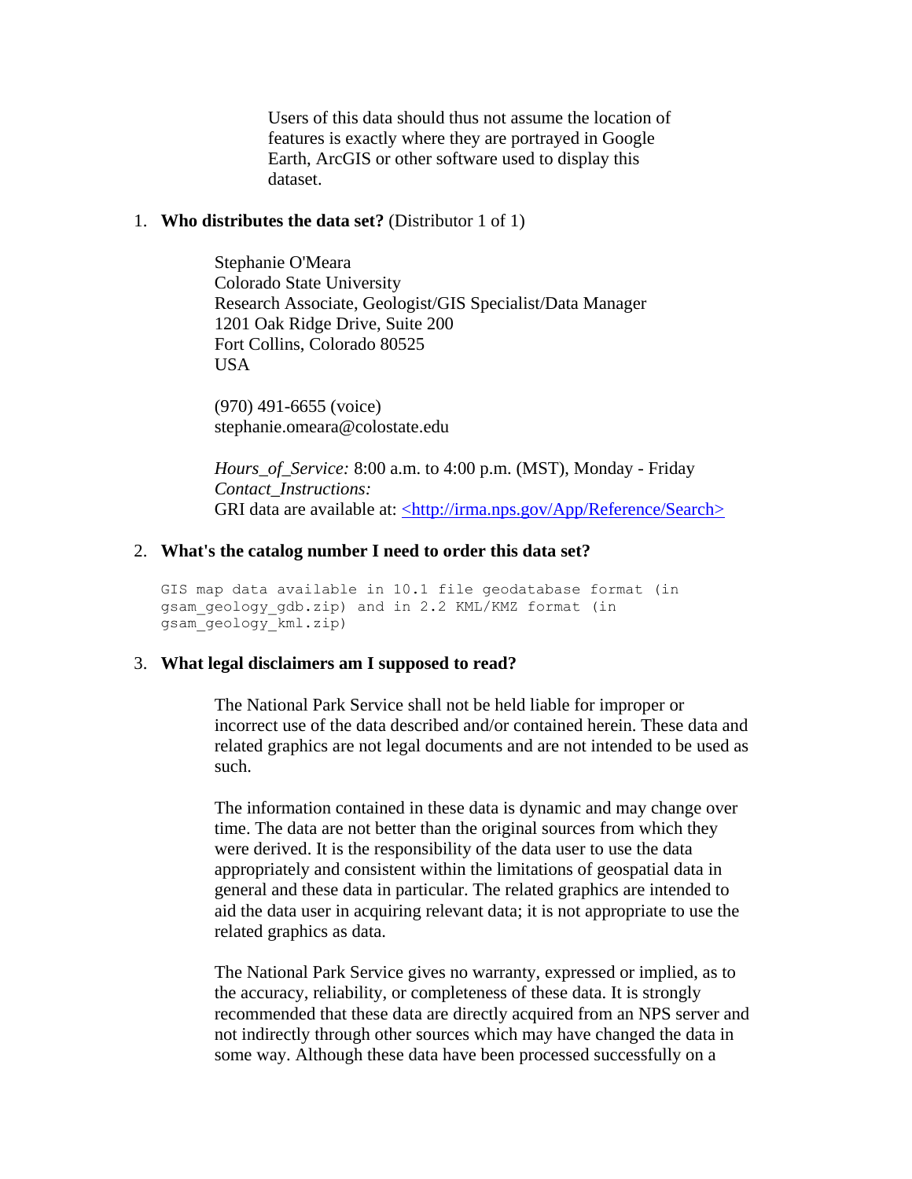Users of this data should thus not assume the location of features is exactly where they are portrayed in Google Earth, ArcGIS or other software used to display this dataset.

1. **Who distributes the data set?** (Distributor 1 of 1)

   Stephanie O'Meara
   Colorado State University
   Research Associate, Geologist/GIS Specialist/Data Manager
   1201 Oak Ridge Drive, Suite 200
   Fort Collins, Colorado 80525
   USA

   (970) 491-6655 (voice)
   stephanie.omeara@colostate.edu

   *Hours_of_Service:* 8:00 a.m. to 4:00 p.m. (MST), Monday - Friday
   *Contact_Instructions:*
   GRI data are available at: <http://irma.nps.gov/App/Reference/Search>

2. **What's the catalog number I need to order this data set?**

```
GIS map data available in 10.1 file geodatabase format (in
gsam_geology_gdb.zip) and in 2.2 KML/KMZ format (in
gsam_geology_kml.zip)
```

3. **What legal disclaimers am I supposed to read?**

   The National Park Service shall not be held liable for improper or incorrect use of the data described and/or contained herein. These data and related graphics are not legal documents and are not intended to be used as such.

   The information contained in these data is dynamic and may change over time. The data are not better than the original sources from which they were derived. It is the responsibility of the data user to use the data appropriately and consistent within the limitations of geospatial data in general and these data in particular. The related graphics are intended to aid the data user in acquiring relevant data; it is not appropriate to use the related graphics as data.

   The National Park Service gives no warranty, expressed or implied, as to the accuracy, reliability, or completeness of these data. It is strongly recommended that these data are directly acquired from an NPS server and not indirectly through other sources which may have changed the data in some way. Although these data have been processed successfully on a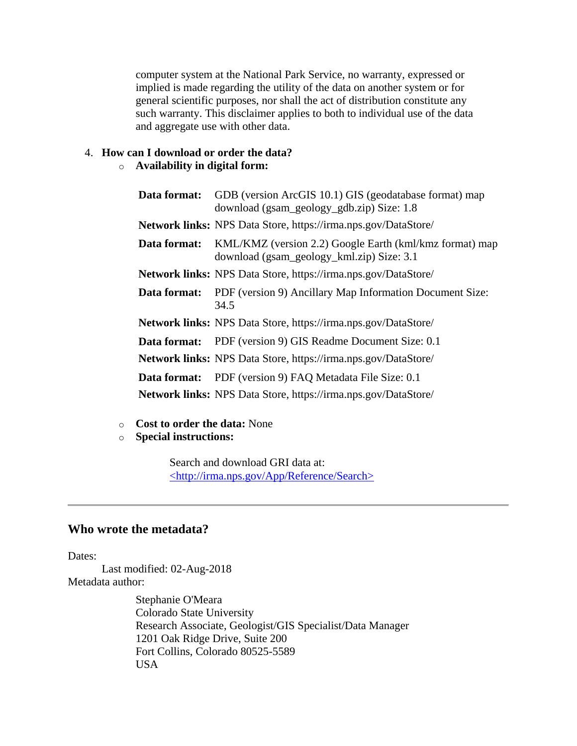computer system at the National Park Service, no warranty, expressed or implied is made regarding the utility of the data on another system or for general scientific purposes, nor shall the act of distribution constitute any such warranty. This disclaimer applies to both to individual use of the data and aggregate use with other data.

4. **How can I download or order the data?**
   - **Availability in digital form:**

| | |
|---|---|
| **Data format:** | GDB (version ArcGIS 10.1) GIS (geodatabase format) map download (gsam_geology_gdb.zip) Size: 1.8 |
| **Network links:** | NPS Data Store, https://irma.nps.gov/DataStore/ |
| **Data format:** | KML/KMZ (version 2.2) Google Earth (kml/kmz format) map download (gsam_geology_kml.zip) Size: 3.1 |
| **Network links:** | NPS Data Store, https://irma.nps.gov/DataStore/ |
| **Data format:** | PDF (version 9) Ancillary Map Information Document Size: 34.5 |
| **Network links:** | NPS Data Store, https://irma.nps.gov/DataStore/ |
| **Data format:** | PDF (version 9) GIS Readme Document Size: 0.1 |
| **Network links:** | NPS Data Store, https://irma.nps.gov/DataStore/ |
| **Data format:** | PDF (version 9) FAQ Metadata File Size: 0.1 |
| **Network links:** | NPS Data Store, https://irma.nps.gov/DataStore/ |

   - **Cost to order the data:** None
   - **Special instructions:**

     Search and download GRI data at: <http://irma.nps.gov/App/Reference/Search>

---

## Who wrote the metadata?

Dates:
    Last modified: 02-Aug-2018
Metadata author:

    Stephanie O'Meara
    Colorado State University
    Research Associate, Geologist/GIS Specialist/Data Manager
    1201 Oak Ridge Drive, Suite 200
    Fort Collins, Colorado 80525-5589
    USA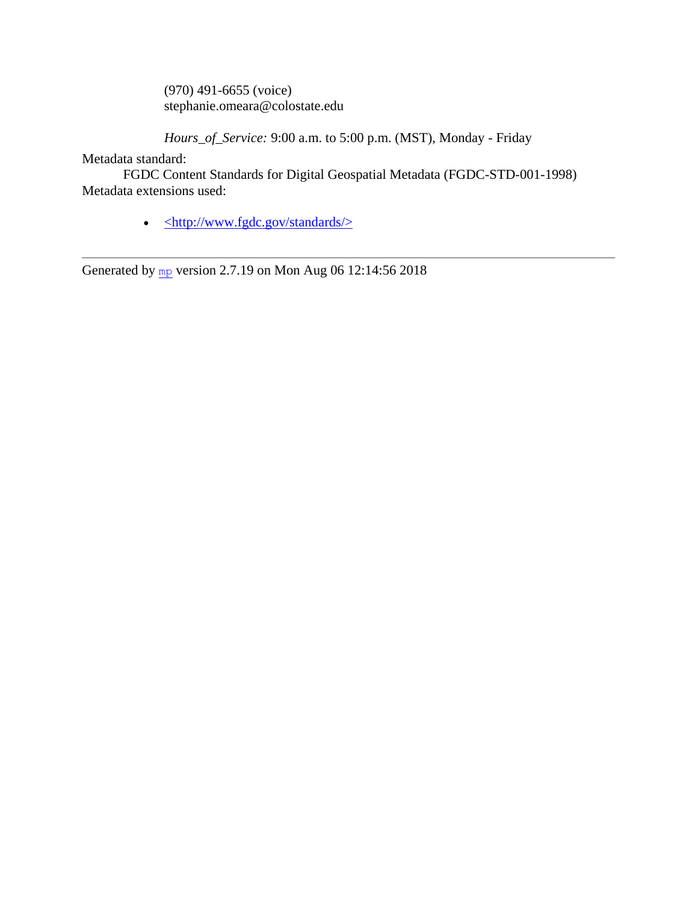(970) 491-6655 (voice)
stephanie.omeara@colostate.edu

*Hours_of_Service:* 9:00 a.m. to 5:00 p.m. (MST), Monday - Friday

Metadata standard:
FGDC Content Standards for Digital Geospatial Metadata (FGDC-STD-001-1998)

Metadata extensions used:

- <http://www.fgdc.gov/standards/>

---

Generated by `mp` version 2.7.19 on Mon Aug 06 12:14:56 2018